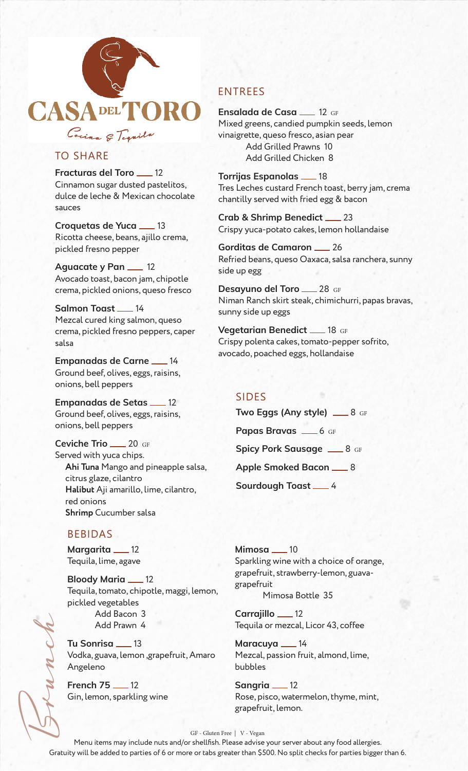# CASA DEL TORO

Cocina & Tequila

## TO SHARE

**Fracturas del Toro** ___ 12
Cinnamon sugar dusted pastelitos, dulce de leche & Mexican chocolate sauces

**Croquetas de Yuca** ___ 13
Ricotta cheese, beans, ajillo crema, pickled fresno pepper

**Aguacate y Pan** ___ 12
Avocado toast, bacon jam, chipotle crema, pickled onions, queso fresco

**Salmon Toast** ___ 14
Mezcal cured king salmon, queso crema, pickled fresno peppers, caper salsa

**Empanadas de Carne** ___ 14
Ground beef, olives, eggs, raisins, onions, bell peppers

**Empanadas de Setas** ___ 12
Ground beef, olives, eggs, raisins, onions, bell peppers

**Ceviche Trio** ___ 20 GF
Served with yuca chips.
**Ahi Tuna** Mango and pineapple salsa, citrus glaze, cilantro
**Halibut** Aji amarillo, lime, cilantro, red onions
**Shrimp** Cucumber salsa

## ENTREES

**Ensalada de Casa** ___ 12 GF
Mixed greens, candied pumpkin seeds, lemon vinaigrette, queso fresco, asian pear
Add Grilled Prawns 10
Add Grilled Chicken 8

**Torrijas Espanolas** ___ 18
Tres Leches custard French toast, berry jam, crema chantilly served with fried egg & bacon

**Crab & Shrimp Benedict** ___ 23
Crispy yuca-potato cakes, lemon hollandaise

**Gorditas de Camaron** ___ 26
Refried beans, queso Oaxaca, salsa ranchera, sunny side up egg

**Desayuno del Toro** ___ 28 GF
Niman Ranch skirt steak, chimichurri, papas bravas, sunny side up eggs

**Vegetarian Benedict** ___ 18 GF
Crispy polenta cakes, tomato-pepper sofrito, avocado, poached eggs, hollandaise

## SIDES

**Two Eggs (Any style)** ___ 8 GF

**Papas Bravas** ___ 6 GF

**Spicy Pork Sausage** ___ 8 GF

**Apple Smoked Bacon** ___ 8

**Sourdough Toast** ___ 4

## BEBIDAS

**Margarita** ___ 12
Tequila, lime, agave

**Bloody Maria** ___ 12
Tequila, tomato, chipotle, maggi, lemon, pickled vegetables
Add Bacon 3
Add Prawn 4

**Tu Sonrisa** ___ 13
Vodka, guava, lemon ,grapefruit, Amaro Angeleno

**French 75** ___ 12
Gin, lemon, sparkling wine

**Mimosa** ___ 10
Sparkling wine with a choice of orange, grapefruit, strawberry-lemon, guava-grapefruit
Mimosa Bottle 35

**Carrajillo** ___ 12
Tequila or mezcal, Licor 43, coffee

**Maracuya** ___ 14
Mezcal, passion fruit, almond, lime, bubbles

**Sangria** ___ 12
Rose, pisco, watermelon, thyme, mint, grapefruit, lemon.

*Brunch*

GF - Gluten Free | V - Vegan

Menu items may include nuts and/or shellfish. Please advise your server about any food allergies.
Gratuity will be added to parties of 6 or more or tabs greater than $500. No split checks for parties bigger than 6.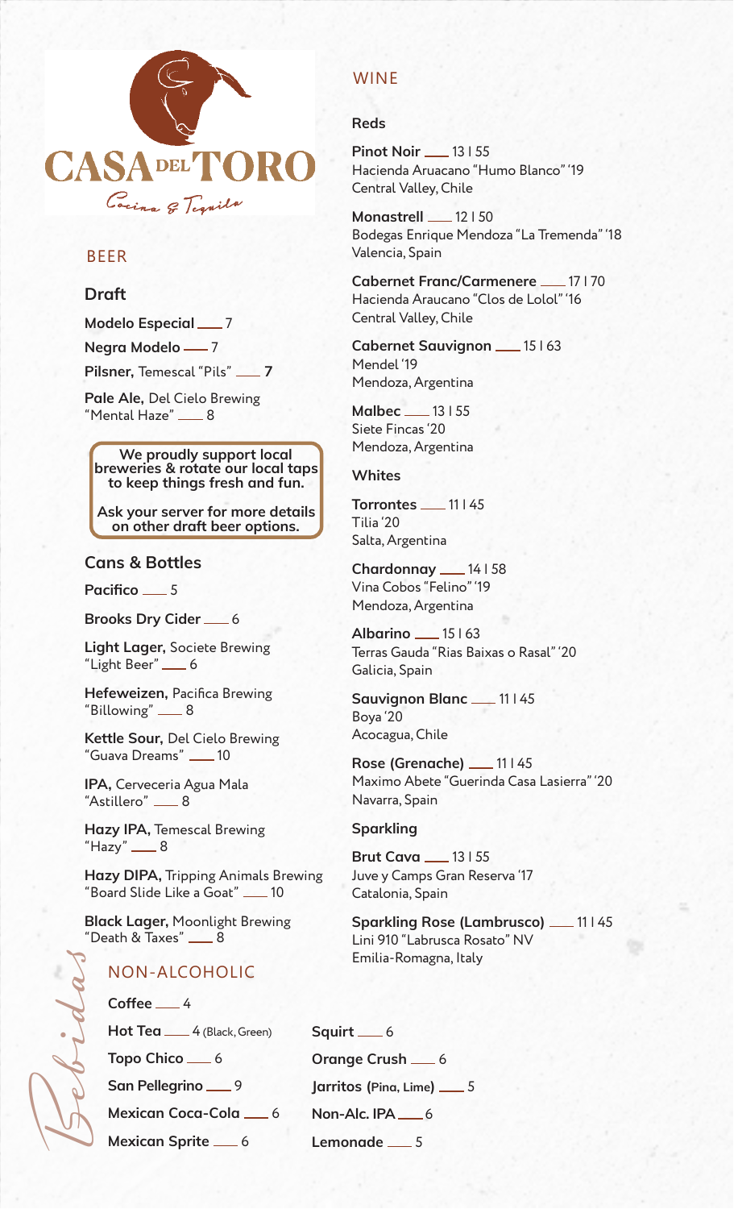# CASA DEL TORO

*Cocina & Tequila*

## BEER

### Draft

**Modelo Especial** ___ 7

**Negra Modelo** ___ 7

**Pilsner,** Temescal "Pils" ___ **7**

**Pale Ale,** Del Cielo Brewing "Mental Haze" ___ 8

> **We proudly support local breweries & rotate our local taps to keep things fresh and fun.**
>
> **Ask your server for more details on other draft beer options.**

### Cans & Bottles

**Pacifico** ___ 5

**Brooks Dry Cider** ___ 6

**Light Lager,** Societe Brewing "Light Beer" ___ 6

**Hefeweizen,** Pacifica Brewing "Billowing" ___ 8

**Kettle Sour,** Del Cielo Brewing "Guava Dreams" ___ 10

**IPA,** Cerveceria Agua Mala "Astillero" ___ 8

**Hazy IPA,** Temescal Brewing "Hazy" ___ 8

**Hazy DIPA,** Tripping Animals Brewing "Board Slide Like a Goat" ___ 10

**Black Lager,** Moonlight Brewing "Death & Taxes" ___ 8

## WINE

### Reds

**Pinot Noir** ___ 13 | 55
Hacienda Aruacano "Humo Blanco" '19
Central Valley, Chile

**Monastrell** ___ 12 | 50
Bodegas Enrique Mendoza "La Tremenda" '18
Valencia, Spain

**Cabernet Franc/Carmenere** ___ 17 | 70
Hacienda Araucano "Clos de Lolol" '16
Central Valley, Chile

**Cabernet Sauvignon** ___ 15 | 63
Mendel '19
Mendoza, Argentina

**Malbec** ___ 13 | 55
Siete Fincas '20
Mendoza, Argentina

### Whites

**Torrontes** ___ 11 | 45
Tilia '20
Salta, Argentina

**Chardonnay** ___ 14 | 58
Vina Cobos "Felino" '19
Mendoza, Argentina

**Albarino** ___ 15 | 63
Terras Gauda "Rias Baixas o Rasal" '20
Galicia, Spain

**Sauvignon Blanc** ___ 11 | 45
Boya '20
Acocagua, Chile

**Rose (Grenache)** ___ 11 | 45
Maximo Abete "Guerinda Casa Lasierra" '20
Navarra, Spain

### Sparkling

**Brut Cava** ___ 13 | 55
Juve y Camps Gran Reserva '17
Catalonia, Spain

**Sparkling Rose (Lambrusco)** ___ 11 | 45
Lini 910 "Labrusca Rosato" NV
Emilia-Romagna, Italy

## NON-ALCOHOLIC

*Bebidas*

**Coffee** ___ 4

**Hot Tea** ___ 4 (Black, Green)

**Topo Chico** ___ 6

**San Pellegrino** ___ 9

**Mexican Coca-Cola** ___ 6

**Mexican Sprite** ___ 6

**Squirt** ___ 6

**Orange Crush** ___ 6

**Jarritos (Pina, Lime)** ___ 5

**Non-Alc. IPA** ___ 6

**Lemonade** ___ 5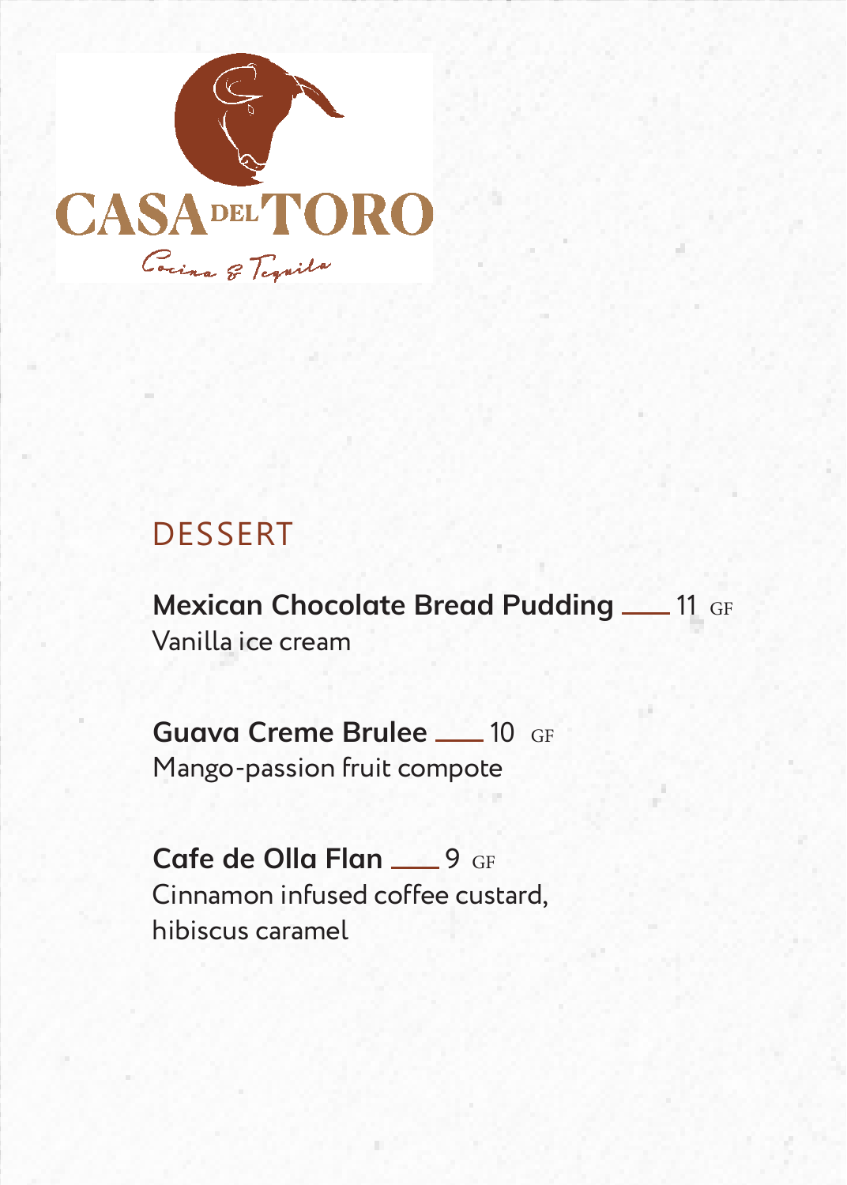CASA DEL TORO

Cocina & Tequila

## DESSERT

**Mexican Chocolate Bread Pudding** ___ 11 GF
Vanilla ice cream

**Guava Creme Brulee** ___ 10 GF
Mango-passion fruit compote

**Cafe de Olla Flan** ___ 9 GF
Cinnamon infused coffee custard,
hibiscus caramel